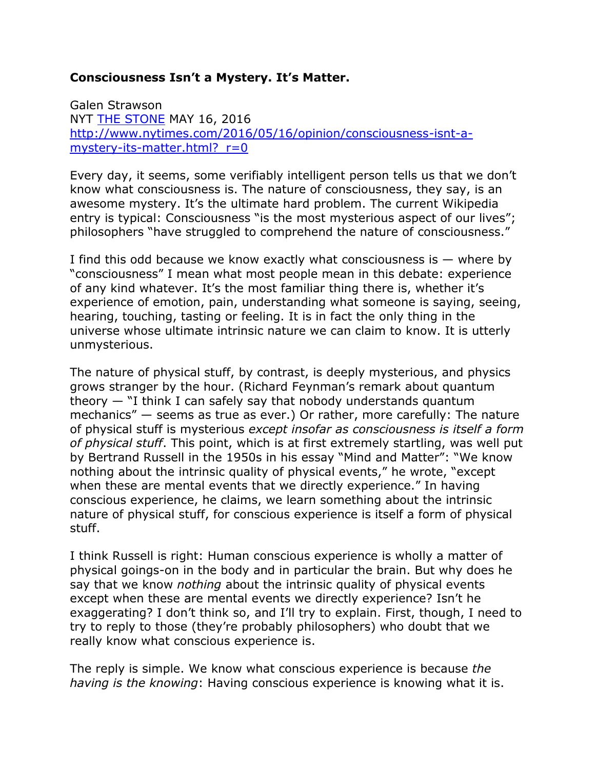**Consciousness Isn't a Mystery. It's Matter.**

Galen Strawson
NYT [THE STONE](#) MAY 16, 2016
http://www.nytimes.com/2016/05/16/opinion/consciousness-isnt-a-mystery-its-matter.html?_r=0

Every day, it seems, some verifiably intelligent person tells us that we don't know what consciousness is. The nature of consciousness, they say, is an awesome mystery. It's the ultimate hard problem. The current Wikipedia entry is typical: Consciousness "is the most mysterious aspect of our lives"; philosophers "have struggled to comprehend the nature of consciousness."

I find this odd because we know exactly what consciousness is — where by "consciousness" I mean what most people mean in this debate: experience of any kind whatever. It's the most familiar thing there is, whether it's experience of emotion, pain, understanding what someone is saying, seeing, hearing, touching, tasting or feeling. It is in fact the only thing in the universe whose ultimate intrinsic nature we can claim to know. It is utterly unmysterious.

The nature of physical stuff, by contrast, is deeply mysterious, and physics grows stranger by the hour. (Richard Feynman's remark about quantum theory — "I think I can safely say that nobody understands quantum mechanics" — seems as true as ever.) Or rather, more carefully: The nature of physical stuff is mysterious *except insofar as consciousness is itself a form of physical stuff*. This point, which is at first extremely startling, was well put by Bertrand Russell in the 1950s in his essay "Mind and Matter": "We know nothing about the intrinsic quality of physical events," he wrote, "except when these are mental events that we directly experience." In having conscious experience, he claims, we learn something about the intrinsic nature of physical stuff, for conscious experience is itself a form of physical stuff.

I think Russell is right: Human conscious experience is wholly a matter of physical goings-on in the body and in particular the brain. But why does he say that we know *nothing* about the intrinsic quality of physical events except when these are mental events we directly experience? Isn't he exaggerating? I don't think so, and I'll try to explain. First, though, I need to try to reply to those (they're probably philosophers) who doubt that we really know what conscious experience is.

The reply is simple. We know what conscious experience is because *the having is the knowing*: Having conscious experience is knowing what it is.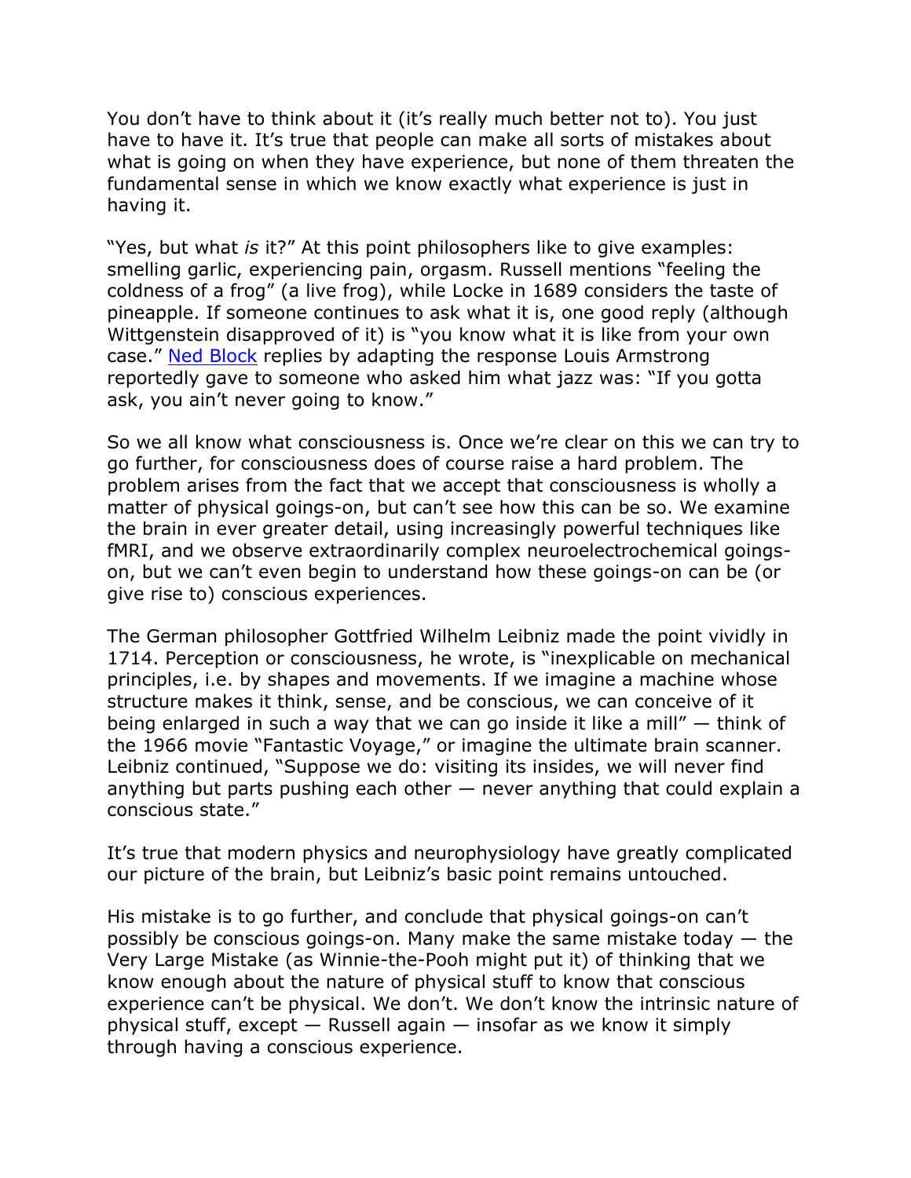You don't have to think about it (it's really much better not to). You just have to have it. It's true that people can make all sorts of mistakes about what is going on when they have experience, but none of them threaten the fundamental sense in which we know exactly what experience is just in having it.

"Yes, but what *is* it?" At this point philosophers like to give examples: smelling garlic, experiencing pain, orgasm. Russell mentions "feeling the coldness of a frog" (a live frog), while Locke in 1689 considers the taste of pineapple. If someone continues to ask what it is, one good reply (although Wittgenstein disapproved of it) is "you know what it is like from your own case." Ned Block replies by adapting the response Louis Armstrong reportedly gave to someone who asked him what jazz was: "If you gotta ask, you ain't never going to know."

So we all know what consciousness is. Once we're clear on this we can try to go further, for consciousness does of course raise a hard problem. The problem arises from the fact that we accept that consciousness is wholly a matter of physical goings-on, but can't see how this can be so. We examine the brain in ever greater detail, using increasingly powerful techniques like fMRI, and we observe extraordinarily complex neuroelectrochemical goings-on, but we can't even begin to understand how these goings-on can be (or give rise to) conscious experiences.

The German philosopher Gottfried Wilhelm Leibniz made the point vividly in 1714. Perception or consciousness, he wrote, is "inexplicable on mechanical principles, i.e. by shapes and movements. If we imagine a machine whose structure makes it think, sense, and be conscious, we can conceive of it being enlarged in such a way that we can go inside it like a mill" — think of the 1966 movie "Fantastic Voyage," or imagine the ultimate brain scanner. Leibniz continued, "Suppose we do: visiting its insides, we will never find anything but parts pushing each other — never anything that could explain a conscious state."

It's true that modern physics and neurophysiology have greatly complicated our picture of the brain, but Leibniz's basic point remains untouched.

His mistake is to go further, and conclude that physical goings-on can't possibly be conscious goings-on. Many make the same mistake today — the Very Large Mistake (as Winnie-the-Pooh might put it) of thinking that we know enough about the nature of physical stuff to know that conscious experience can't be physical. We don't. We don't know the intrinsic nature of physical stuff, except — Russell again — insofar as we know it simply through having a conscious experience.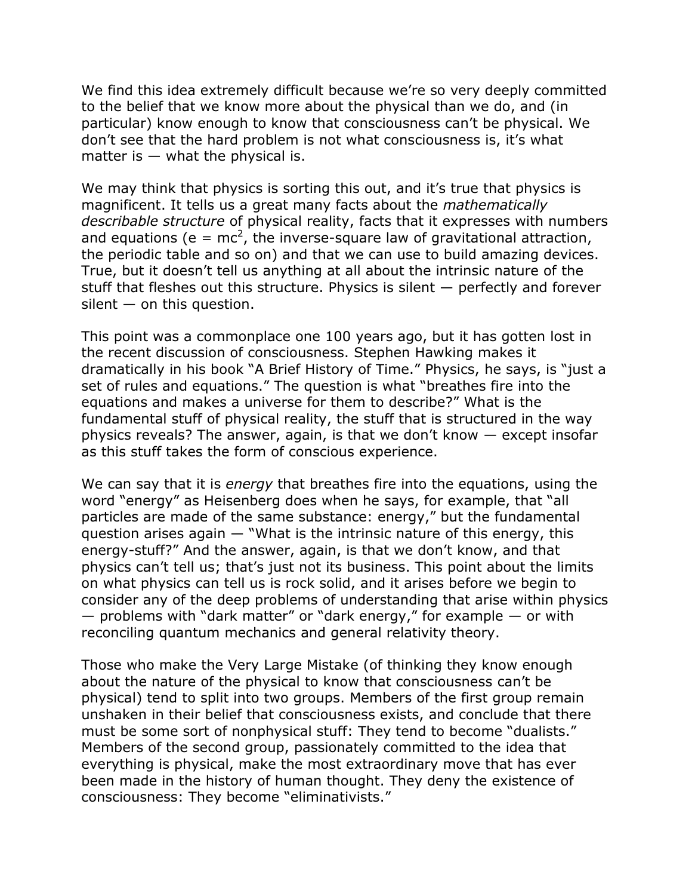We find this idea extremely difficult because we're so very deeply committed to the belief that we know more about the physical than we do, and (in particular) know enough to know that consciousness can't be physical. We don't see that the hard problem is not what consciousness is, it's what matter is — what the physical is.

We may think that physics is sorting this out, and it's true that physics is magnificent. It tells us a great many facts about the *mathematically describable structure* of physical reality, facts that it expresses with numbers and equations ($e = mc^2$, the inverse-square law of gravitational attraction, the periodic table and so on) and that we can use to build amazing devices. True, but it doesn't tell us anything at all about the intrinsic nature of the stuff that fleshes out this structure. Physics is silent — perfectly and forever silent — on this question.

This point was a commonplace one 100 years ago, but it has gotten lost in the recent discussion of consciousness. Stephen Hawking makes it dramatically in his book "A Brief History of Time." Physics, he says, is "just a set of rules and equations." The question is what "breathes fire into the equations and makes a universe for them to describe?" What is the fundamental stuff of physical reality, the stuff that is structured in the way physics reveals? The answer, again, is that we don't know — except insofar as this stuff takes the form of conscious experience.

We can say that it is *energy* that breathes fire into the equations, using the word "energy" as Heisenberg does when he says, for example, that "all particles are made of the same substance: energy," but the fundamental question arises again — "What is the intrinsic nature of this energy, this energy-stuff?" And the answer, again, is that we don't know, and that physics can't tell us; that's just not its business. This point about the limits on what physics can tell us is rock solid, and it arises before we begin to consider any of the deep problems of understanding that arise within physics — problems with "dark matter" or "dark energy," for example — or with reconciling quantum mechanics and general relativity theory.

Those who make the Very Large Mistake (of thinking they know enough about the nature of the physical to know that consciousness can't be physical) tend to split into two groups. Members of the first group remain unshaken in their belief that consciousness exists, and conclude that there must be some sort of nonphysical stuff: They tend to become "dualists." Members of the second group, passionately committed to the idea that everything is physical, make the most extraordinary move that has ever been made in the history of human thought. They deny the existence of consciousness: They become "eliminativists."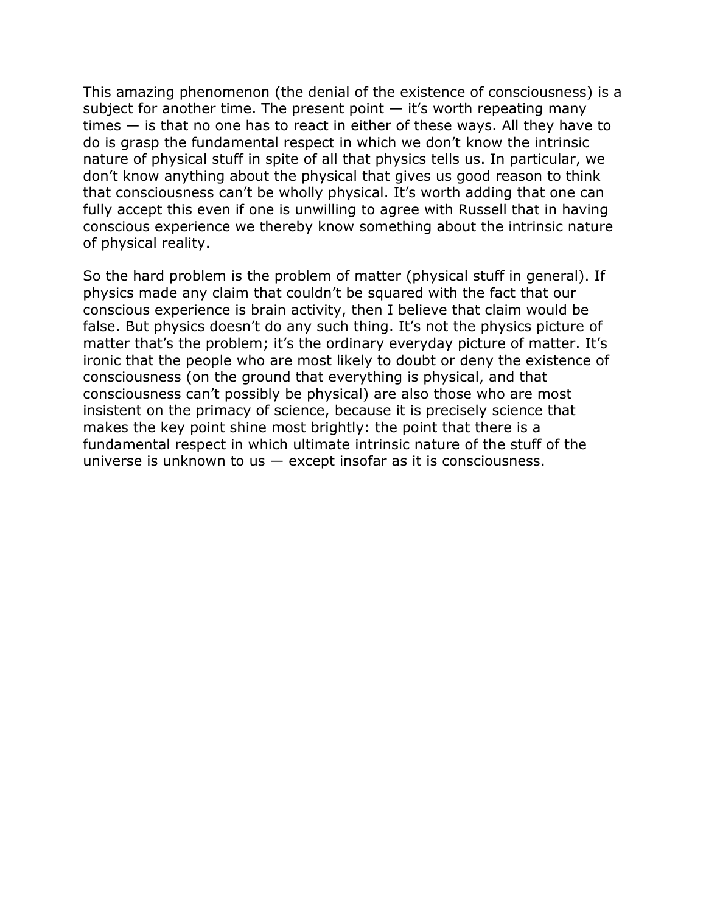This amazing phenomenon (the denial of the existence of consciousness) is a subject for another time. The present point — it's worth repeating many times — is that no one has to react in either of these ways. All they have to do is grasp the fundamental respect in which we don't know the intrinsic nature of physical stuff in spite of all that physics tells us. In particular, we don't know anything about the physical that gives us good reason to think that consciousness can't be wholly physical. It's worth adding that one can fully accept this even if one is unwilling to agree with Russell that in having conscious experience we thereby know something about the intrinsic nature of physical reality.

So the hard problem is the problem of matter (physical stuff in general). If physics made any claim that couldn't be squared with the fact that our conscious experience is brain activity, then I believe that claim would be false. But physics doesn't do any such thing. It's not the physics picture of matter that's the problem; it's the ordinary everyday picture of matter. It's ironic that the people who are most likely to doubt or deny the existence of consciousness (on the ground that everything is physical, and that consciousness can't possibly be physical) are also those who are most insistent on the primacy of science, because it is precisely science that makes the key point shine most brightly: the point that there is a fundamental respect in which ultimate intrinsic nature of the stuff of the universe is unknown to us — except insofar as it is consciousness.